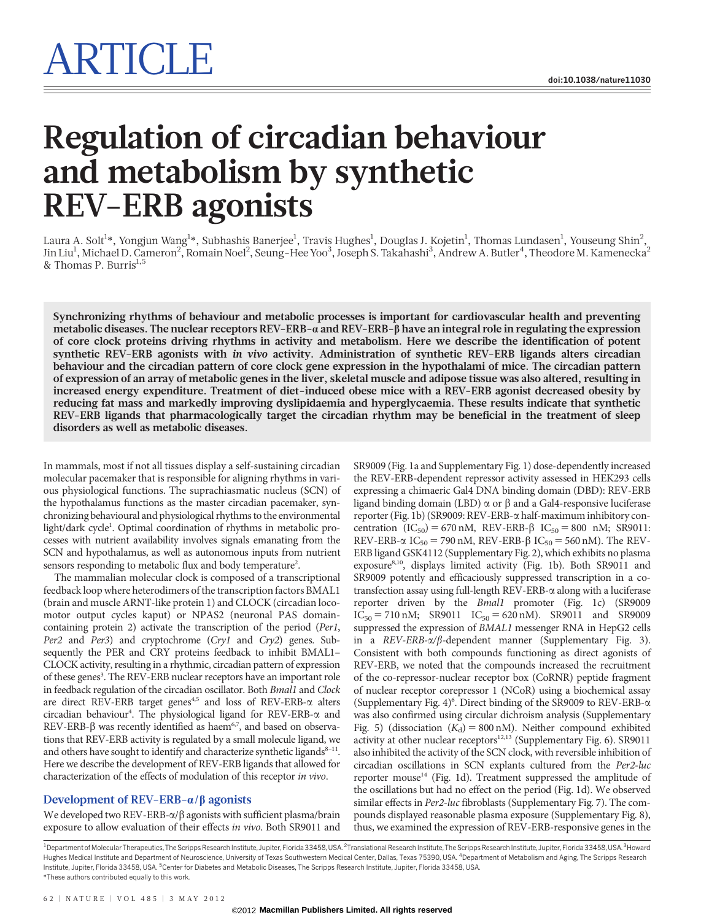# Regulation of circadian behaviour and metabolism by synthetic REV-ERB agonists

Laura A. Solt[1*], Yongjun Wang[1*], Subhashis Banerjee[1], Travis Hughes[1], Douglas J. Kojetin[1], Thomas Lundasen[1], Youseung Shin[2], Jin Liu[1], Michael D. Cameron[2], Romain Noel[2], Seung-Hee Yoo[3], Joseph S. Takahashi[3], Andrew A. Butler[4], Theodore M. Kamenecka[2] & Thomas P. Burris[1,5]

**Synchronizing rhythms of behaviour and metabolic processes is important for cardiovascular health and preventing metabolic diseases. The nuclear receptors REV-ERB-α and REV-ERB-β have an integral role in regulating the expression of core clock proteins driving rhythms in activity and metabolism. Here we describe the identification of potent synthetic REV-ERB agonists with *in vivo* activity. Administration of synthetic REV-ERB ligands alters circadian behaviour and the circadian pattern of core clock gene expression in the hypothalami of mice. The circadian pattern of expression of an array of metabolic genes in the liver, skeletal muscle and adipose tissue was also altered, resulting in increased energy expenditure. Treatment of diet-induced obese mice with a REV-ERB agonist decreased obesity by reducing fat mass and markedly improving dyslipidaemia and hyperglycaemia. These results indicate that synthetic REV-ERB ligands that pharmacologically target the circadian rhythm may be beneficial in the treatment of sleep disorders as well as metabolic diseases.**

In mammals, most if not all tissues display a self-sustaining circadian molecular pacemaker that is responsible for aligning rhythms in various physiological functions. The suprachiasmatic nucleus (SCN) of the hypothalamus functions as the master circadian pacemaker, synchronizing behavioural and physiological rhythms to the environmental light/dark cycle[1]. Optimal coordination of rhythms in metabolic processes with nutrient availability involves signals emanating from the SCN and hypothalamus, as well as autonomous inputs from nutrient sensors responding to metabolic flux and body temperature[2].

The mammalian molecular clock is composed of a transcriptional feedback loop where heterodimers of the transcription factors BMAL1 (brain and muscle ARNT-like protein 1) and CLOCK (circadian locomotor output cycles kaput) or NPAS2 (neuronal PAS domain-containing protein 2) activate the transcription of the period (*Per1*, *Per2* and *Per3*) and cryptochrome (*Cry1* and *Cry2*) genes. Subsequently the PER and CRY proteins feedback to inhibit BMAL1–CLOCK activity, resulting in a rhythmic, circadian pattern of expression of these genes[3]. The REV-ERB nuclear receptors have an important role in feedback regulation of the circadian oscillator. Both *Bmal1* and *Clock* are direct REV-ERB target genes[4,5] and loss of REV-ERB-α alters circadian behaviour[4]. The physiological ligand for REV-ERB-α and REV-ERB-β was recently identified as haem[6,7], and based on observations that REV-ERB activity is regulated by a small molecule ligand, we and others have sought to identify and characterize synthetic ligands[8–11]. Here we describe the development of REV-ERB ligands that allowed for characterization of the effects of modulation of this receptor *in vivo*.

## Development of REV-ERB-α/β agonists

We developed two REV-ERB-α/β agonists with sufficient plasma/brain exposure to allow evaluation of their effects *in vivo*. Both SR9011 and SR9009 (Fig. 1a and Supplementary Fig. 1) dose-dependently increased the REV-ERB-dependent repressor activity assessed in HEK293 cells expressing a chimaeric Gal4 DNA binding domain (DBD): REV-ERB ligand binding domain (LBD) α or β and a Gal4-responsive luciferase reporter (Fig. 1b) (SR9009: REV-ERB-α half-maximum inhibitory concentration ($IC_{50}$) = 670 nM, REV-ERB-β $IC_{50}$ = 800 nM; SR9011: REV-ERB-α $IC_{50}$ = 790 nM, REV-ERB-β $IC_{50}$ = 560 nM). The REV-ERB ligand GSK4112 (Supplementary Fig. 2), which exhibits no plasma exposure[8,10], displays limited activity (Fig. 1b). Both SR9011 and SR9009 potently and efficaciously suppressed transcription in a co-transfection assay using full-length REV-ERB-α along with a luciferase reporter driven by the *Bmal1* promoter (Fig. 1c) (SR9009 $IC_{50}$ = 710 nM; SR9011 $IC_{50}$ = 620 nM). SR9011 and SR9009 suppressed the expression of *BMAL1* messenger RNA in HepG2 cells in a *REV-ERB-α/β*-dependent manner (Supplementary Fig. 3). Consistent with both compounds functioning as direct agonists of REV-ERB, we noted that the compounds increased the recruitment of the co-repressor-nuclear receptor box (CoRNR) peptide fragment of nuclear receptor corepressor 1 (NCoR) using a biochemical assay (Supplementary Fig. 4)[6]. Direct binding of the SR9009 to REV-ERB-α was also confirmed using circular dichroism analysis (Supplementary Fig. 5) (dissociation ($K_d$) = 800 nM). Neither compound exhibited activity at other nuclear receptors[12,13] (Supplementary Fig. 6). SR9011 also inhibited the activity of the SCN clock, with reversible inhibition of circadian oscillations in SCN explants cultured from the *Per2-luc* reporter mouse[14] (Fig. 1d). Treatment suppressed the amplitude of the oscillations but had no effect on the period (Fig. 1d). We observed similar effects in *Per2-luc* fibroblasts (Supplementary Fig. 7). The compounds displayed reasonable plasma exposure (Supplementary Fig. 8), thus, we examined the expression of REV-ERB-responsive genes in the

[1]Department of Molecular Therapeutics, The Scripps Research Institute, Jupiter, Florida 33458, USA. [2]Translational Research Institute, The Scripps Research Institute, Jupiter, Florida 33458, USA. [3]Howard Hughes Medical Institute and Department of Neuroscience, University of Texas Southwestern Medical Center, Dallas, Texas 75390, USA. [4]Department of Metabolism and Aging, The Scripps Research Institute, Jupiter, Florida 33458, USA. [5]Center for Diabetes and Metabolic Diseases, The Scripps Research Institute, Jupiter, Florida 33458, USA.
*These authors contributed equally to this work.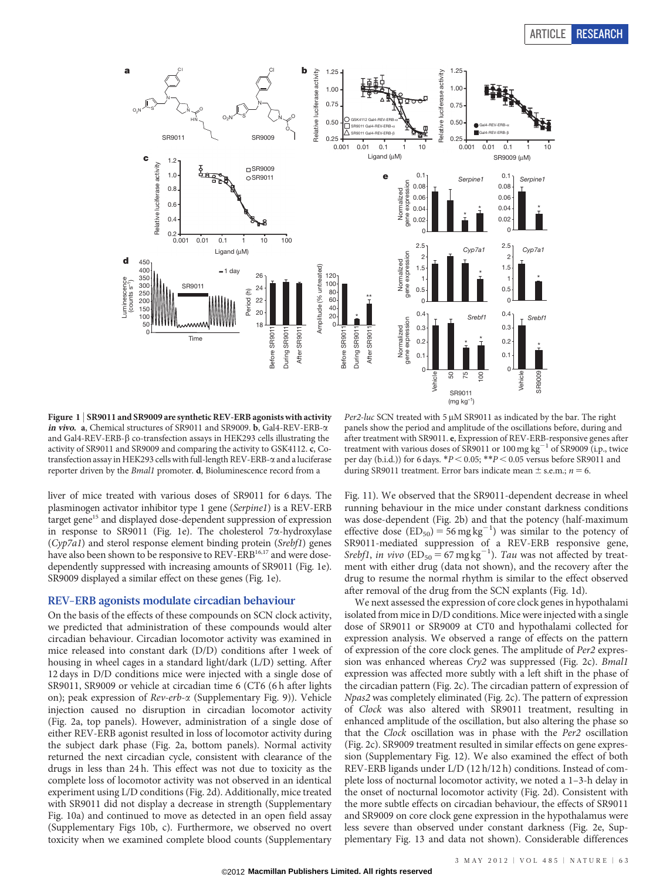**Figure 1 | SR9011 and SR9009 are synthetic REV-ERB agonists with activity *in vivo*.** **a**, Chemical structures of SR9011 and SR9009. **b**, Gal4-REV-ERB-α and Gal4-REV-ERB-β co-transfection assays in HEK293 cells illustrating the activity of SR9011 and SR9009 and comparing the activity to GSK4112. **c**, Co-transfection assay in HEK293 cells with full-length REV-ERB-α and a luciferase reporter driven by the *Bmal1* promoter. **d**, Bioluminescence record from a *Per2-luc* SCN treated with 5 μM SR9011 as indicated by the bar. The right panels show the period and amplitude of the oscillations before, during and after treatment with SR9011. **e**, Expression of REV-ERB-responsive genes after treatment with various doses of SR9011 or 100 mg $kg^{-1}$ of SR9009 (i.p., twice per day (b.i.d.)) for 6 days. $*P < 0.05$; $**P < 0.05$ versus before SR9011 and during SR9011 treatment. Error bars indicate mean ± s.e.m.; $n = 6$.

liver of mice treated with various doses of SR9011 for 6 days. The plasminogen activator inhibitor type 1 gene (*Serpine1*) is a REV-ERB target gene[15] and displayed dose-dependent suppression of expression in response to SR9011 (Fig. 1e). The cholesterol 7α-hydroxylase (*Cyp7a1*) and sterol response element binding protein (*Srebf1*) genes have also been shown to be responsive to REV-ERB[16,17] and were dose-dependently suppressed with increasing amounts of SR9011 (Fig. 1e). SR9009 displayed a similar effect on these genes (Fig. 1e).

## REV-ERB agonists modulate circadian behaviour

On the basis of the effects of these compounds on SCN clock activity, we predicted that administration of these compounds would alter circadian behaviour. Circadian locomotor activity was examined in mice released into constant dark (D/D) conditions after 1 week of housing in wheel cages in a standard light/dark (L/D) setting. After 12 days in D/D conditions mice were injected with a single dose of SR9011, SR9009 or vehicle at circadian time 6 (CT6 (6 h after lights on); peak expression of *Rev-erb-α* (Supplementary Fig. 9)). Vehicle injection caused no disruption in circadian locomotor activity (Fig. 2a, top panels). However, administration of a single dose of either REV-ERB agonist resulted in loss of locomotor activity during the subject dark phase (Fig. 2a, bottom panels). Normal activity returned the next circadian cycle, consistent with clearance of the drugs in less than 24 h. This effect was not due to toxicity as the complete loss of locomotor activity was not observed in an identical experiment using L/D conditions (Fig. 2d). Additionally, mice treated with SR9011 did not display a decrease in strength (Supplementary Fig. 10a) and continued to move as detected in an open field assay (Supplementary Figs 10b, c). Furthermore, we observed no overt toxicity when we examined complete blood counts (Supplementary Fig. 11). We observed that the SR9011-dependent decrease in wheel running behaviour in the mice under constant darkness conditions was dose-dependent (Fig. 2b) and that the potency (half-maximum effective dose ($ED_{50}$) = 56 mg $kg^{-1}$) was similar to the potency of SR9011-mediated suppression of a REV-ERB responsive gene, *Srebf1*, *in vivo* ($ED_{50}$ = 67 mg $kg^{-1}$). *Tau* was not affected by treatment with either drug (data not shown), and the recovery after the drug to resume the normal rhythm is similar to the effect observed after removal of the drug from the SCN explants (Fig. 1d).

We next assessed the expression of core clock genes in hypothalami isolated from mice in D/D conditions. Mice were injected with a single dose of SR9011 or SR9009 at CT0 and hypothalami collected for expression analysis. We observed a range of effects on the pattern of expression of the core clock genes. The amplitude of *Per2* expression was enhanced whereas *Cry2* was suppressed (Fig. 2c). *Bmal1* expression was affected more subtly with a left shift in the phase of the circadian pattern (Fig. 2c). The circadian pattern of expression of *Npas2* was completely eliminated (Fig. 2c). The pattern of expression of *Clock* was also altered with SR9011 treatment, resulting in enhanced amplitude of the oscillation, but also altering the phase so that the *Clock* oscillation was in phase with the *Per2* oscillation (Fig. 2c). SR9009 treatment resulted in similar effects on gene expression (Supplementary Fig. 12). We also examined the effect of both REV-ERB ligands under L/D (12 h/12 h) conditions. Instead of complete loss of nocturnal locomotor activity, we noted a 1–3-h delay in the onset of nocturnal locomotor activity (Fig. 2d). Consistent with the more subtle effects on circadian behaviour, the effects of SR9011 and SR9009 on core clock gene expression in the hypothalamus were less severe than observed under constant darkness (Fig. 2e, Supplementary Fig. 13 and data not shown). Considerable differences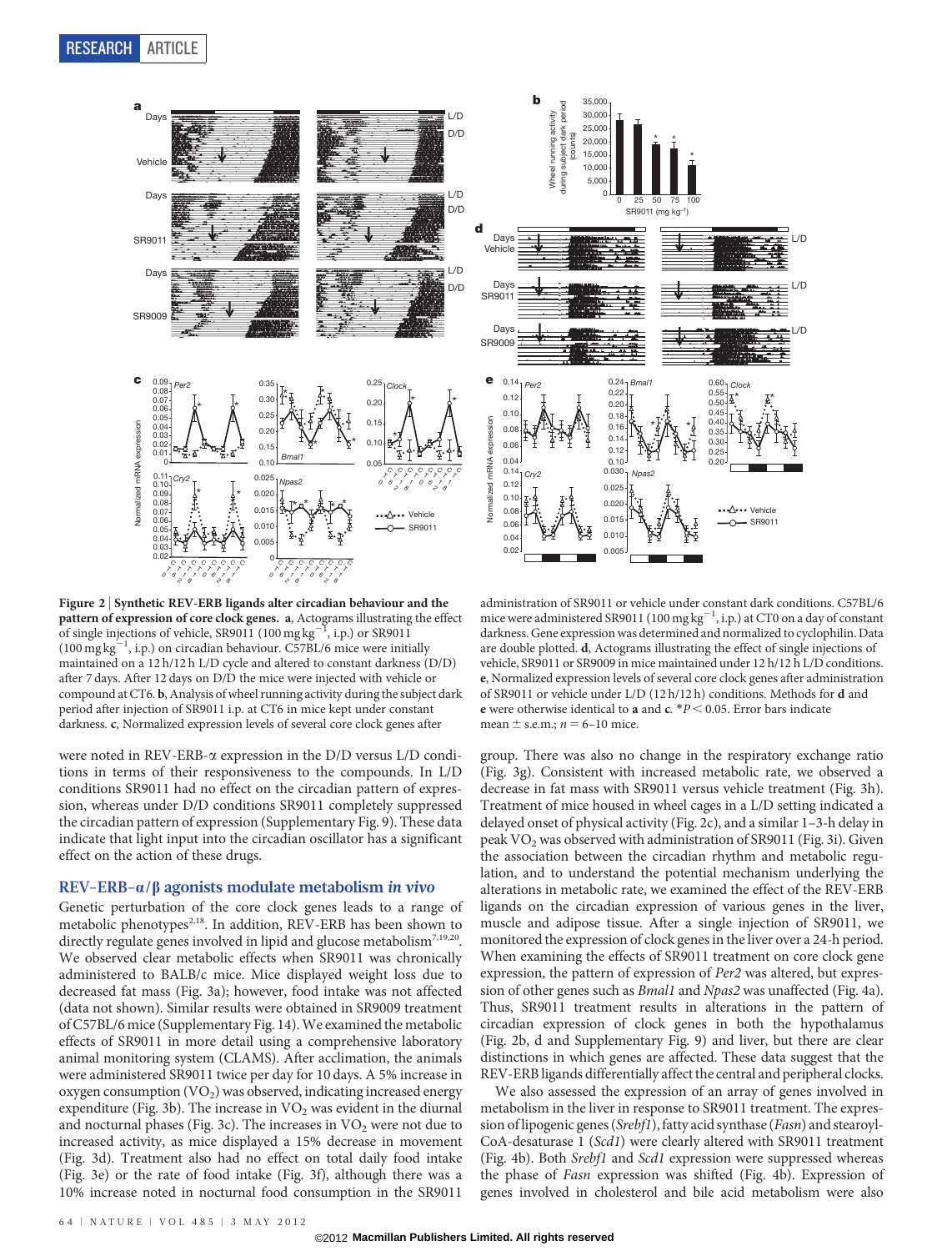**Figure 2 | Synthetic REV-ERB ligands alter circadian behaviour and the pattern of expression of core clock genes. a**, Actograms illustrating the effect of single injections of vehicle, SR9011 (100 mg kg$^{-1}$, i.p.) or SR9011 (100 mg kg$^{-1}$, i.p.) on circadian behaviour. C57BL/6 mice were initially maintained on a 12 h/12 h L/D cycle and altered to constant darkness (D/D) after 7 days. After 12 days on D/D the mice were injected with vehicle or compound at CT6. **b**, Analysis of wheel running activity during the subject dark period after injection of SR9011 i.p. at CT6 in mice kept under constant darkness. **c**, Normalized expression levels of several core clock genes after administration of SR9011 or vehicle under constant dark conditions. C57BL/6 mice were administered SR9011 (100 mg kg$^{-1}$, i.p.) at CT0 on a day of constant darkness. Gene expression was determined and normalized to cyclophilin. Data are double plotted. **d**, Actograms illustrating the effect of single injections of vehicle, SR9011 or SR9009 in mice maintained under 12 h/12 h L/D conditions. **e**, Normalized expression levels of several core clock genes after administration of SR9011 or vehicle under L/D (12 h/12 h) conditions. Methods for **d** and **e** were otherwise identical to **a** and **c**. *$P < 0.05$. Error bars indicate mean ± s.e.m.; $n$ = 6–10 mice.

were noted in REV-ERB-α expression in the D/D versus L/D conditions in terms of their responsiveness to the compounds. In L/D conditions SR9011 had no effect on the circadian pattern of expression, whereas under D/D conditions SR9011 completely suppressed the circadian pattern of expression (Supplementary Fig. 9). These data indicate that light input into the circadian oscillator has a significant effect on the action of these drugs.

## REV-ERB-α/β agonists modulate metabolism *in vivo*

Genetic perturbation of the core clock genes leads to a range of metabolic phenotypes[2,18]. In addition, REV-ERB has been shown to directly regulate genes involved in lipid and glucose metabolism[7,19,20]. We observed clear metabolic effects when SR9011 was chronically administered to BALB/c mice. Mice displayed weight loss due to decreased fat mass (Fig. 3a); however, food intake was not affected (data not shown). Similar results were observed in SR9009 treatment of C57BL/6 mice (Supplementary Fig. 14). We examined the metabolic effects of SR9011 in more detail using a comprehensive laboratory animal monitoring system (CLAMS). After acclimation, the animals were administered SR9011 twice per day for 10 days. A 5% increase in oxygen consumption ($VO_2$) was observed, indicating increased energy expenditure (Fig. 3b). The increase in $VO_2$ was evident in the diurnal and nocturnal phases (Fig. 3c). The increases in $VO_2$ were not due to increased activity, as mice displayed a 15% decrease in movement (Fig. 3d). Treatment also had no effect on total daily food intake (Fig. 3e) or the rate of food intake (Fig. 3f), although there was a 10% increase noted in nocturnal food consumption in the SR9011 group. There was also no change in the respiratory exchange ratio (Fig. 3g). Consistent with increased metabolic rate, we observed a decrease in fat mass with SR9011 versus vehicle treatment (Fig. 3h). Treatment of mice housed in wheel cages in a L/D setting indicated a delayed onset of physical activity (Fig. 2c), and a similar 1–3-h delay in peak $VO_2$ was observed with administration of SR9011 (Fig. 3i). Given the association between the circadian rhythm and metabolic regulation, and to understand the potential mechanism underlying the alterations in metabolic rate, we examined the effect of the REV-ERB ligands on the circadian expression of various genes in the liver, muscle and adipose tissue. After a single injection of SR9011, we monitored the expression of clock genes in the liver over a 24-h period. When examining the effects of SR9011 treatment on core clock gene expression, the pattern of expression of *Per2* was altered, but expression of other genes such as *Bmal1* and *Npas2* was unaffected (Fig. 4a). Thus, SR9011 treatment results in alterations in the pattern of circadian expression of clock genes in both the hypothalamus (Fig. 2b, d and Supplementary Fig. 9) and liver, but there are clear distinctions in which genes are affected. These data suggest that the REV-ERB ligands differentially affect the central and peripheral clocks.

We also assessed the expression of an array of genes involved in metabolism in the liver in response to SR9011 treatment. The expression of lipogenic genes (*Srebf1*), fatty acid synthase (*Fasn*) and stearoyl-CoA-desaturase 1 (*Scd1*) were clearly altered with SR9011 treatment (Fig. 4b). Both *Srebf1* and *Scd1* expression were suppressed whereas the phase of *Fasn* expression was shifted (Fig. 4b). Expression of genes involved in cholesterol and bile acid metabolism were also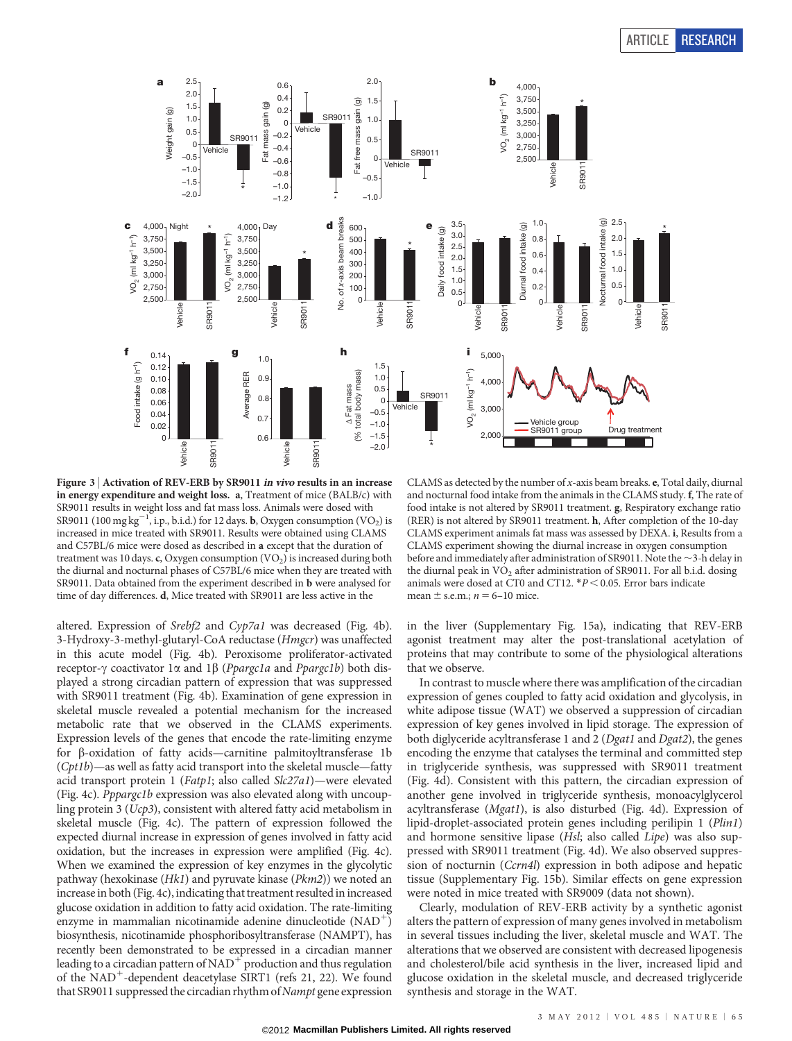**Figure 3 | Activation of REV-ERB by SR9011 *in vivo* results in an increase in energy expenditure and weight loss.** **a**, Treatment of mice (BALB/c) with SR9011 results in weight loss and fat mass loss. Animals were dosed with SR9011 (100 mg kg$^{-1}$, i.p., b.i.d.) for 12 days. **b**, Oxygen consumption ($VO_2$) is increased in mice treated with SR9011. Results were obtained using CLAMS and C57BL/6 mice were dosed as described in **a** except that the duration of treatment was 10 days. **c**, Oxygen consumption ($VO_2$) is increased during both the diurnal and nocturnal phases of C57BL/6 mice when they are treated with SR9011. Data obtained from the experiment described in **b** were analysed for time of day differences. **d**, Mice treated with SR9011 are less active in the CLAMS as detected by the number of *x*-axis beam breaks. **e**, Total daily, diurnal and nocturnal food intake from the animals in the CLAMS study. **f**, The rate of food intake is not altered by SR9011 treatment. **g**, Respiratory exchange ratio (RER) is not altered by SR9011 treatment. **h**, After completion of the 10-day CLAMS experiment animals fat mass was assessed by DEXA. **i**, Results from a CLAMS experiment showing the diurnal increase in oxygen consumption before and immediately after administration of SR9011. Note the ~3-h delay in the diurnal peak in $VO_2$ after administration of SR9011. For all b.i.d. dosing animals were dosed at CT0 and CT12. *$P < 0.05$. Error bars indicate mean ± s.e.m.; $n = 6$–10 mice.

altered. Expression of *Srebf2* and *Cyp7a1* was decreased (Fig. 4b). 3-Hydroxy-3-methyl-glutaryl-CoA reductase (*Hmgcr*) was unaffected in this acute model (Fig. 4b). Peroxisome proliferator-activated receptor-γ coactivator 1α and 1β (*Ppargc1a* and *Ppargc1b*) both displayed a strong circadian pattern of expression that was suppressed with SR9011 treatment (Fig. 4b). Examination of gene expression in skeletal muscle revealed a potential mechanism for the increased metabolic rate that we observed in the CLAMS experiments. Expression levels of the genes that encode the rate-limiting enzyme for β-oxidation of fatty acids—carnitine palmitoyltransferase 1b (*Cpt1b*)—as well as fatty acid transport into the skeletal muscle—fatty acid transport protein 1 (*Fatp1*; also called *Slc27a1*)—were elevated (Fig. 4c). *Pppargc1b* expression was also elevated along with uncoupling protein 3 (*Ucp3*), consistent with altered fatty acid metabolism in skeletal muscle (Fig. 4c). The pattern of expression followed the expected diurnal increase in expression of genes involved in fatty acid oxidation, but the increases in expression were amplified (Fig. 4c). When we examined the expression of key enzymes in the glycolytic pathway (hexokinase (*Hk1*) and pyruvate kinase (*Pkm2*)) we noted an increase in both (Fig. 4c), indicating that treatment resulted in increased glucose oxidation in addition to fatty acid oxidation. The rate-limiting enzyme in mammalian nicotinamide adenine dinucleotide ($NAD^+$) biosynthesis, nicotinamide phosphoribosyltransferase (NAMPT), has recently been demonstrated to be expressed in a circadian manner leading to a circadian pattern of $NAD^+$ production and thus regulation of the $NAD^+$-dependent deacetylase SIRT1 (refs 21, 22). We found that SR9011 suppressed the circadian rhythm of *Nampt* gene expression in the liver (Supplementary Fig. 15a), indicating that REV-ERB agonist treatment may alter the post-translational acetylation of proteins that may contribute to some of the physiological alterations that we observe.

In contrast to muscle where there was amplification of the circadian expression of genes coupled to fatty acid oxidation and glycolysis, in white adipose tissue (WAT) we observed a suppression of circadian expression of key genes involved in lipid storage. The expression of both diglyceride acyltransferase 1 and 2 (*Dgat1* and *Dgat2*), the genes encoding the enzyme that catalyses the terminal and committed step in triglyceride synthesis, was suppressed with SR9011 treatment (Fig. 4d). Consistent with this pattern, the circadian expression of another gene involved in triglyceride synthesis, monoacylglycerol acyltransferase (*Mgat1*), is also disturbed (Fig. 4d). Expression of lipid-droplet-associated protein genes including perilipin 1 (*Plin1*) and hormone sensitive lipase (*Hsl*; also called *Lipe*) was also suppressed with SR9011 treatment (Fig. 4d). We also observed suppression of nocturnin (*Ccrn4l*) expression in both adipose and hepatic tissue (Supplementary Fig. 15b). Similar effects on gene expression were noted in mice treated with SR9009 (data not shown).

Clearly, modulation of REV-ERB activity by a synthetic agonist alters the pattern of expression of many genes involved in metabolism in several tissues including the liver, skeletal muscle and WAT. The alterations that we observed are consistent with decreased lipogenesis and cholesterol/bile acid synthesis in the liver, increased lipid and glucose oxidation in the skeletal muscle, and decreased triglyceride synthesis and storage in the WAT.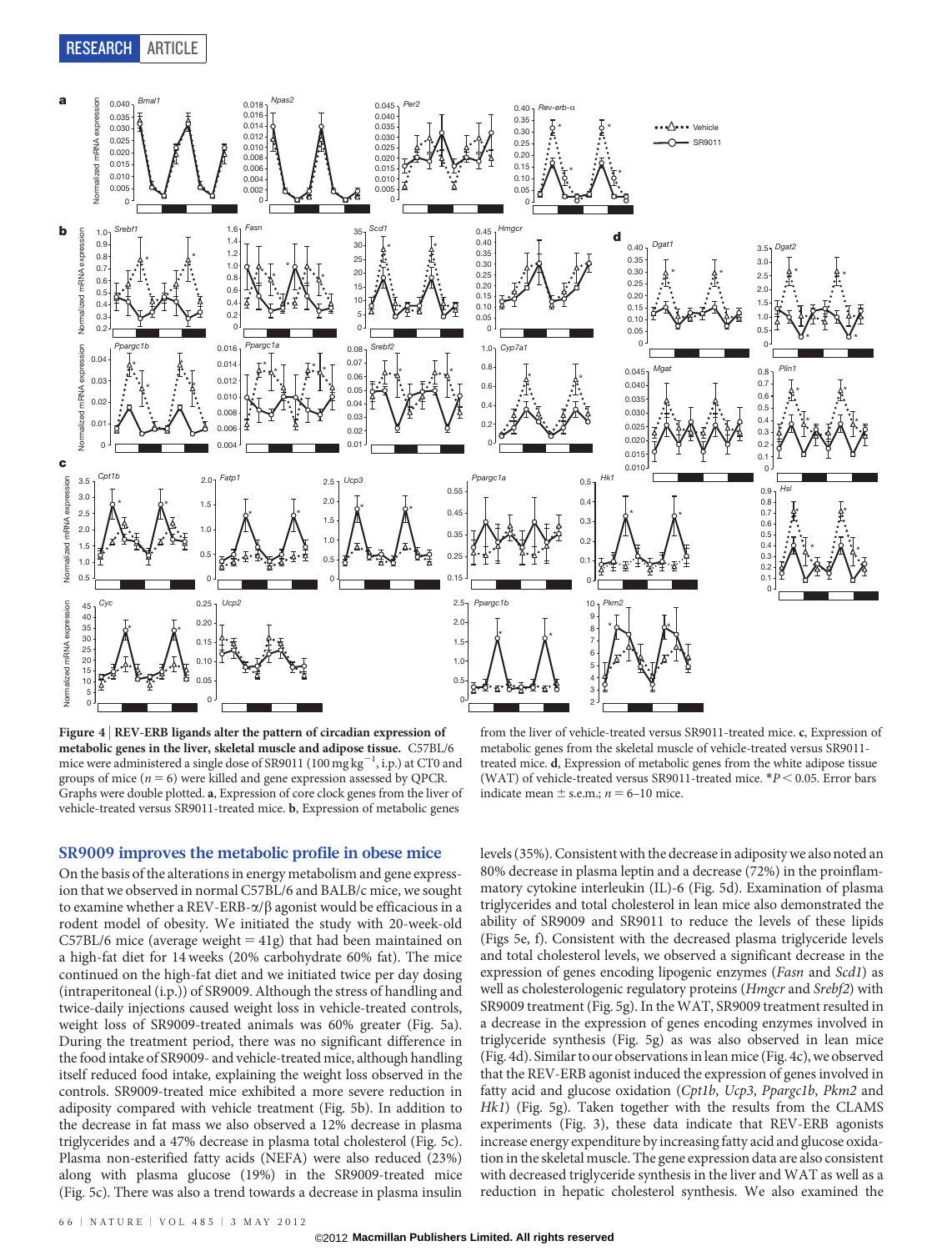**Figure 4 | REV-ERB ligands alter the pattern of circadian expression of metabolic genes in the liver, skeletal muscle and adipose tissue.** C57BL/6 mice were administered a single dose of SR9011 (100 mg kg$^{-1}$, i.p.) at CT0 and groups of mice ($n = 6$) were killed and gene expression assessed by QPCR. Graphs were double plotted. **a**, Expression of core clock genes from the liver of vehicle-treated versus SR9011-treated mice. **b**, Expression of metabolic genes from the liver of vehicle-treated versus SR9011-treated mice. **c**, Expression of metabolic genes from the skeletal muscle of vehicle-treated versus SR9011-treated mice. **d**, Expression of metabolic genes from the white adipose tissue (WAT) of vehicle-treated versus SR9011-treated mice. *$P < 0.05$. Error bars indicate mean ± s.e.m.; $n = 6$–10 mice.

## SR9009 improves the metabolic profile in obese mice

On the basis of the alterations in energy metabolism and gene expression that we observed in normal C57BL/6 and BALB/c mice, we sought to examine whether a REV-ERB-α/β agonist would be efficacious in a rodent model of obesity. We initiated the study with 20-week-old C57BL/6 mice (average weight = 41g) that had been maintained on a high-fat diet for 14 weeks (20% carbohydrate 60% fat). The mice continued on the high-fat diet and we initiated twice per day dosing (intraperitoneal (i.p.)) of SR9009. Although the stress of handling and twice-daily injections caused weight loss in vehicle-treated controls, weight loss of SR9009-treated animals was 60% greater (Fig. 5a). During the treatment period, there was no significant difference in the food intake of SR9009- and vehicle-treated mice, although handling itself reduced food intake, explaining the weight loss observed in the controls. SR9009-treated mice exhibited a more severe reduction in adiposity compared with vehicle treatment (Fig. 5b). In addition to the decrease in fat mass we also observed a 12% decrease in plasma triglycerides and a 47% decrease in plasma total cholesterol (Fig. 5c). Plasma non-esterified fatty acids (NEFA) were also reduced (23%) along with plasma glucose (19%) in the SR9009-treated mice (Fig. 5c). There was also a trend towards a decrease in plasma insulin levels (35%). Consistent with the decrease in adiposity we also noted an 80% decrease in plasma leptin and a decrease (72%) in the proinflammatory cytokine interleukin (IL)-6 (Fig. 5d). Examination of plasma triglycerides and total cholesterol in lean mice also demonstrated the ability of SR9009 and SR9011 to reduce the levels of these lipids (Figs 5e, f). Consistent with the decreased plasma triglyceride levels and total cholesterol levels, we observed a significant decrease in the expression of genes encoding lipogenic enzymes (*Fasn* and *Scd1*) as well as cholesterologenic regulatory proteins (*Hmgcr* and *Srebf2*) with SR9009 treatment (Fig. 5g). In the WAT, SR9009 treatment resulted in a decrease in the expression of genes encoding enzymes involved in triglyceride synthesis (Fig. 5g) as was also observed in lean mice (Fig. 4d). Similar to our observations in lean mice (Fig. 4c), we observed that the REV-ERB agonist induced the expression of genes involved in fatty acid and glucose oxidation (*Cpt1b*, *Ucp3*, *Ppargc1b*, *Pkm2* and *Hk1*) (Fig. 5g). Taken together with the results from the CLAMS experiments (Fig. 3), these data indicate that REV-ERB agonists increase energy expenditure by increasing fatty acid and glucose oxidation in the skeletal muscle. The gene expression data are also consistent with decreased triglyceride synthesis in the liver and WAT as well as a reduction in hepatic cholesterol synthesis. We also examined the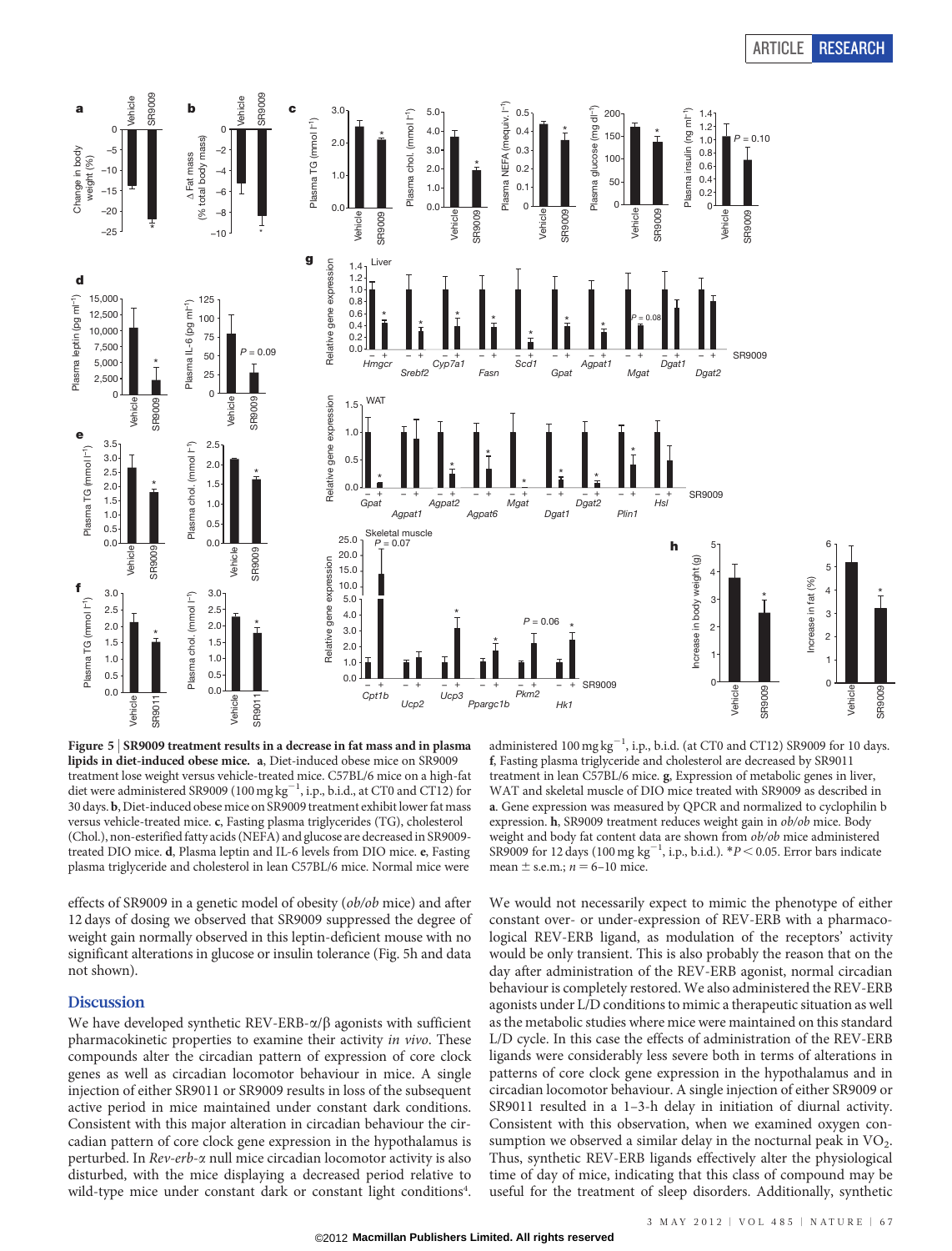**Figure 5 | SR9009 treatment results in a decrease in fat mass and in plasma lipids in diet-induced obese mice. a**, Diet-induced obese mice on SR9009 treatment lose weight versus vehicle-treated mice. C57BL/6 mice on a high-fat diet were administered SR9009 (100 mg $kg^{-1}$, i.p., b.i.d., at CT0 and CT12) for 30 days. **b**, Diet-induced obese mice on SR9009 treatment exhibit lower fat mass versus vehicle-treated mice. **c**, Fasting plasma triglycerides (TG), cholesterol (Chol.), non-esterified fatty acids (NEFA) and glucose are decreased in SR9009-treated DIO mice. **d**, Plasma leptin and IL-6 levels from DIO mice. **e**, Fasting plasma triglyceride and cholesterol in lean C57BL/6 mice. Normal mice were administered 100 mg $kg^{-1}$, i.p., b.i.d. (at CT0 and CT12) SR9009 for 10 days. **f**, Fasting plasma triglyceride and cholesterol are decreased by SR9011 treatment in lean C57BL/6 mice. **g**, Expression of metabolic genes in liver, WAT and skeletal muscle of DIO mice treated with SR9009 as described in **a**. Gene expression was measured by QPCR and normalized to cyclophilin b expression. **h**, SR9009 treatment reduces weight gain in *ob/ob* mice. Body weight and body fat content data are shown from *ob/ob* mice administered SR9009 for 12 days (100 mg $kg^{-1}$, i.p., b.i.d.). *$P < 0.05$. Error bars indicate mean ± s.e.m.; $n = 6$–10 mice.

effects of SR9009 in a genetic model of obesity (*ob/ob* mice) and after 12 days of dosing we observed that SR9009 suppressed the degree of weight gain normally observed in this leptin-deficient mouse with no significant alterations in glucose or insulin tolerance (Fig. 5h and data not shown).

## Discussion

We have developed synthetic REV-ERB-α/β agonists with sufficient pharmacokinetic properties to examine their activity *in vivo*. These compounds alter the circadian pattern of expression of core clock genes as well as circadian locomotor behaviour in mice. A single injection of either SR9011 or SR9009 results in loss of the subsequent active period in mice maintained under constant dark conditions. Consistent with this major alteration in circadian behaviour the circadian pattern of core clock gene expression in the hypothalamus is perturbed. In *Rev-erb-α* null mice circadian locomotor activity is also disturbed, with the mice displaying a decreased period relative to wild-type mice under constant dark or constant light conditions[4]. We would not necessarily expect to mimic the phenotype of either constant over- or under-expression of REV-ERB with a pharmacological REV-ERB ligand, as modulation of the receptors' activity would be only transient. This is also probably the reason that on the day after administration of the REV-ERB agonist, normal circadian behaviour is completely restored. We also administered the REV-ERB agonists under L/D conditions to mimic a therapeutic situation as well as the metabolic studies where mice were maintained on this standard L/D cycle. In this case the effects of administration of the REV-ERB ligands were considerably less severe both in terms of alterations in patterns of core clock gene expression in the hypothalamus and in circadian locomotor behaviour. A single injection of either SR9009 or SR9011 resulted in a 1–3-h delay in initiation of diurnal activity. Consistent with this observation, when we examined oxygen consumption we observed a similar delay in the nocturnal peak in $VO_2$. Thus, synthetic REV-ERB ligands effectively alter the physiological time of day of mice, indicating that this class of compound may be useful for the treatment of sleep disorders. Additionally, synthetic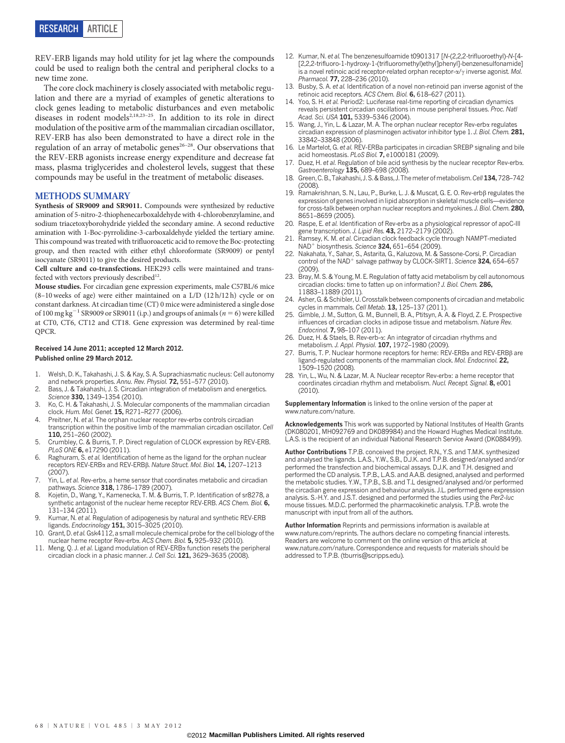REV-ERB ligands may hold utility for jet lag where the compounds could be used to realign both the central and peripheral clocks to a new time zone.

The core clock machinery is closely associated with metabolic regulation and there are a myriad of examples of genetic alterations to clock genes leading to metabolic disturbances and even metabolic diseases in rodent models[2,18,23–25]. In addition to its role in direct modulation of the positive arm of the mammalian circadian oscillator, REV-ERB has also been demonstrated to have a direct role in the regulation of an array of metabolic genes[26–28]. Our observations that the REV-ERB agonists increase energy expenditure and decrease fat mass, plasma triglycerides and cholesterol levels, suggest that these compounds may be useful in the treatment of metabolic diseases.

## METHODS SUMMARY

**Synthesis of SR9009 and SR9011.** Compounds were synthesized by reductive amination of 5-nitro-2-thiophenecarboxaldehyde with 4-chlorobenzylamine, and sodium triacetoxyborohydride yielded the secondary amine. A second reductive amination with 1-Boc-pyrrolidine-3-carboxaldehyde yielded the tertiary amine. This compound was treated with trifluoroacetic acid to remove the Boc-protecting group, and then reacted with either ethyl chloroformate (SR9009) or pentyl isocyanate (SR9011) to give the desired products.

**Cell culture and co-transfections.** HEK293 cells were maintained and transfected with vectors previously described[12].

**Mouse studies.** For circadian gene expression experiments, male C57BL/6 mice (8–10 weeks of age) were either maintained on a L/D (12 h/12 h) cycle or on constant darkness. At circadian time (CT) 0 mice were administered a single dose of 100 mg $kg^{-1}$ SR9009 or SR9011 (i.p.) and groups of animals ($n = 6$) were killed at CT0, CT6, CT12 and CT18. Gene expression was determined by real-time QPCR.

**Received 14 June 2011; accepted 12 March 2012.**
**Published online 29 March 2012.**

1. Welsh, D. K., Takahashi, J. S. & Kay, S. A. Suprachiasmatic nucleus: Cell autonomy and network properties. *Annu. Rev. Physiol.* **72,** 551–577 (2010).
2. Bass, J. & Takahashi, J. S. Circadian integration of metabolism and energetics. *Science* **330,** 1349–1354 (2010).
3. Ko, C. H. & Takahashi, J. S. Molecular components of the mammalian circadian clock. *Hum. Mol. Genet.* **15,** R271–R277 (2006).
4. Preitner, N. *et al.* The orphan nuclear receptor rev-erbα controls circadian transcription within the positive limb of the mammalian circadian oscillator. *Cell* **110,** 251–260 (2002).
5. Crumbley, C. & Burris, T. P. Direct regulation of CLOCK expression by REV-ERB. *PLoS ONE* **6,** e17290 (2011).
6. Raghuram, S. *et al.* Identification of heme as the ligand for the orphan nuclear receptors REV-ERBα and REV-ERBβ. *Nature Struct. Mol. Biol.* **14,** 1207–1213 (2007).
7. Yin, L. *et al.* Rev-erbα, a heme sensor that coordinates metabolic and circadian pathways. *Science* **318,** 1786–1789 (2007).
8. Kojetin, D., Wang, Y., Kamenecka, T. M. & Burris, T. P. Identification of sr8278, a synthetic antagonist of the nuclear heme receptor REV-ERB. *ACS Chem. Biol.* **6,** 131–134 (2011).
9. Kumar, N. *et al.* Regulation of adipogenesis by natural and synthetic REV-ERB ligands. *Endocrinology* **151,** 3015–3025 (2010).
10. Grant, D. *et al.* Gsk4112, a small molecule chemical probe for the cell biology of the nuclear heme receptor Rev-erbα. *ACS Chem. Biol.* **5,** 925–932 (2010).
11. Meng, Q. J. *et al.* Ligand modulation of REV-ERBα function resets the peripheral circadian clock in a phasic manner. *J. Cell Sci.* **121,** 3629–3635 (2008).
12. Kumar, N. *et al.* The benzenesulfoamide t0901317 [*N*-(2,2,2-trifluoroethyl)-*N*-[4-[2,2,2-trifluoro-1-hydroxy-1-(trifluoromethyl)ethyl]phenyl]-benzenesulfonamide] is a novel retinoic acid receptor-related orphan receptor-α/γ inverse agonist. *Mol. Pharmacol.* **77,** 228–236 (2010).
13. Busby, S. A. *et al.* Identification of a novel non-retinoid pan inverse agonist of the retinoic acid receptors. *ACS Chem. Biol.* **6,** 618–627 (2011).
14. Yoo, S. H. *et al.* Period2: Luciferase real-time reporting of circadian dynamics reveals persistent circadian oscillations in mouse peripheral tissues. *Proc. Natl Acad. Sci. USA* **101,** 5339–5346 (2004).
15. Wang, J., Yin, L. & Lazar, M. A. The orphan nuclear receptor Rev-erbα regulates circadian expression of plasminogen activator inhibitor type 1. *J. Biol. Chem.* **281,** 33842–33848 (2006).
16. Le Martelot, G. *et al.* REV-ERBa participates in circadian SREBP signaling and bile acid homeostasis. *PLoS Biol.* **7,** e1000181 (2009).
17. Duez, H. *et al.* Regulation of bile acid synthesis by the nuclear receptor Rev-erbα. *Gastroenterology* **135,** 689–698 (2008).
18. Green, C. B., Takahashi, J. S. & Bass, J. The meter of metabolism. *Cell* **134,** 728–742 (2008).
19. Ramakrishnan, S. N., Lau, P., Burke, L. J. & Muscat, G. E. O. Rev-erbβ regulates the expression of genes involved in lipid absorption in skeletal muscle cells—evidence for cross-talk between orphan nuclear receptors and myokines. *J. Biol. Chem.* **280,** 8651–8659 (2005).
20. Raspe, E. *et al.* Identification of Rev-erbα as a physiological repressor of apoC-III gene transcription. *J. Lipid Res.* **43,** 2172–2179 (2002).
21. Ramsey, K. M. *et al.* Circadian clock feedback cycle through NAMPT-mediated $NAD^{+}$ biosynthesis. *Science* **324,** 651–654 (2009).
22. Nakahata, Y., Sahar, S., Astarita, G., Kaluzova, M. & Sassone-Corsi, P. Circadian control of the $NAD^{+}$ salvage pathway by CLOCK-SIRT1. *Science* **324,** 654–657 (2009).
23. Bray, M. S. & Young, M. E. Regulation of fatty acid metabolism by cell autonomous circadian clocks: time to fatten up on information? *J. Biol. Chem.* **286,** 11883–11889 (2011).
24. Asher, G. & Schibler, U. Crosstalk between components of circadian and metabolic cycles in mammals. *Cell Metab.* **13,** 125–137 (2011).
25. Gimble, J. M., Sutton, G. M., Bunnell, B. A., Ptitsyn, A. A. & Floyd, Z. E. Prospective influences of circadian clocks in adipose tissue and metabolism. *Nature Rev. Endocrinol.* **7,** 98–107 (2011).
26. Duez, H. & Staels, B. Rev-erb-α: an integrator of circadian rhythms and metabolism. *J. Appl. Physiol.* **107,** 1972–1980 (2009).
27. Burris, T. P. Nuclear hormone receptors for heme: REV-ERBα and REV-ERBβ are ligand-regulated components of the mammalian clock. *Mol. Endocrinol.* **22,** 1509–1520 (2008).
28. Yin, L., Wu, N. & Lazar, M. A. Nuclear receptor Rev-erbα: a heme receptor that coordinates circadian rhythm and metabolism. *Nucl. Recept. Signal.* **8,** e001 (2010).

**Supplementary Information** is linked to the online version of the paper at www.nature.com/nature.

**Acknowledgements** This work was supported by National Institutes of Health Grants (DK080201, MH092769 and DK089984) and the Howard Hughes Medical Institute. L.A.S. is the recipient of an individual National Research Service Award (DK088499).

**Author Contributions** T.P.B. conceived the project. R.N., Y.S. and T.M.K. synthesized and analysed the ligands. L.A.S., Y.W., S.B., D.J.K. and T.P.B. designed/analysed and/or performed the transfection and biochemical assays. D.J.K. and T.H. designed and performed the CD analysis. T.P.B., L.A.S. and A.A.B. designed, analysed and performed the metabolic studies. Y.W., T.P.B., S.B. and T.L designed/analysed and/or performed the circadian gene expression and behaviour analysis. J.L. performed gene expression analysis. S.-H.Y. and J.S.T. designed and performed the studies using the *Per2-luc* mouse tissues. M.D.C. performed the pharmacokinetic analysis. T.P.B. wrote the manuscript with input from all of the authors.

**Author Information** Reprints and permissions information is available at www.nature.com/reprints. The authors declare no competing financial interests. Readers are welcome to comment on the online version of this article at www.nature.com/nature. Correspondence and requests for materials should be addressed to T.P.B. (tburris@scripps.edu).